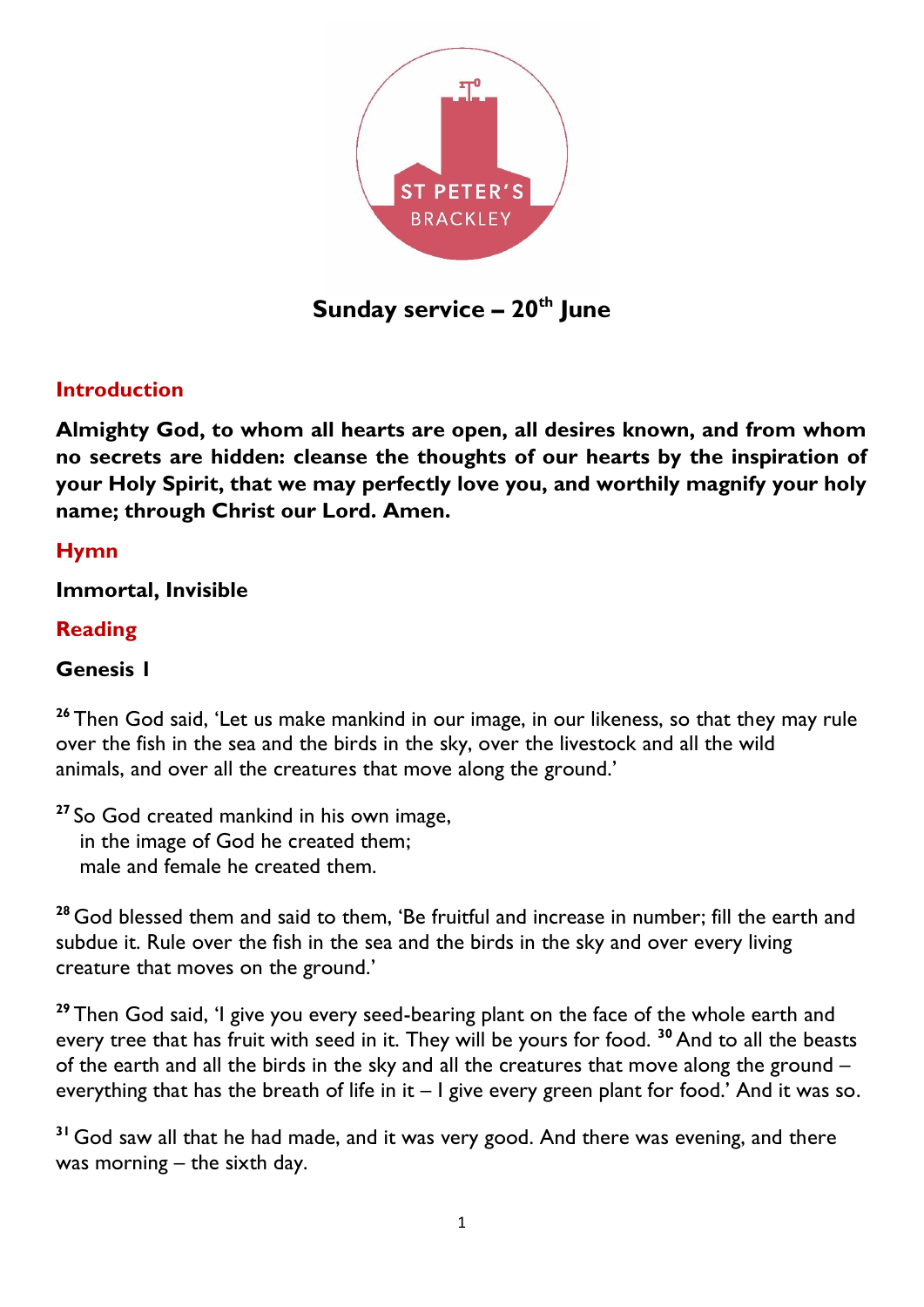ST PETER'S
BRACKLEY

# Sunday service – 20th June

## Introduction

**Almighty God, to whom all hearts are open, all desires known, and from whom no secrets are hidden: cleanse the thoughts of our hearts by the inspiration of your Holy Spirit, that we may perfectly love you, and worthily magnify your holy name; through Christ our Lord. Amen.**

## Hymn

**Immortal, Invisible**

## Reading

**Genesis 1**

[26] Then God said, 'Let us make mankind in our image, in our likeness, so that they may rule over the fish in the sea and the birds in the sky, over the livestock and all the wild animals, and over all the creatures that move along the ground.'

[27] So God created mankind in his own image,
in the image of God he created them;
male and female he created them.

[28] God blessed them and said to them, 'Be fruitful and increase in number; fill the earth and subdue it. Rule over the fish in the sea and the birds in the sky and over every living creature that moves on the ground.'

[29] Then God said, 'I give you every seed-bearing plant on the face of the whole earth and every tree that has fruit with seed in it. They will be yours for food. [30] And to all the beasts of the earth and all the birds in the sky and all the creatures that move along the ground – everything that has the breath of life in it – I give every green plant for food.' And it was so.

[31] God saw all that he had made, and it was very good. And there was evening, and there was morning – the sixth day.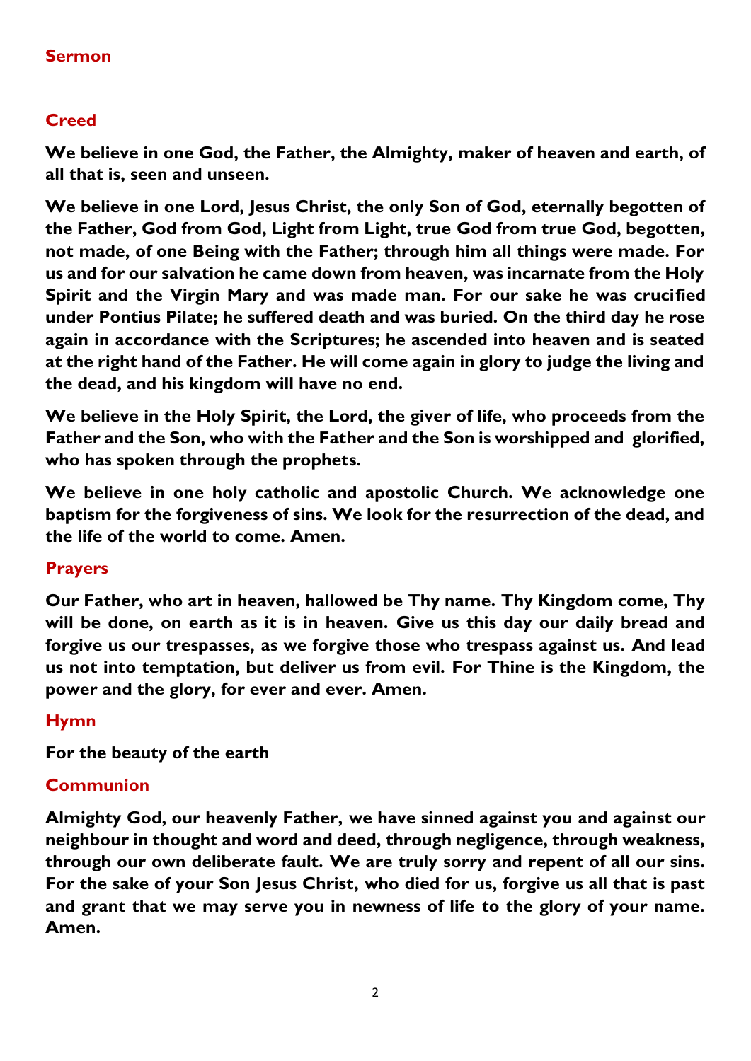## Sermon

## Creed

**We believe in one God, the Father, the Almighty, maker of heaven and earth, of all that is, seen and unseen.**

**We believe in one Lord, Jesus Christ, the only Son of God, eternally begotten of the Father, God from God, Light from Light, true God from true God, begotten, not made, of one Being with the Father; through him all things were made. For us and for our salvation he came down from heaven, was incarnate from the Holy Spirit and the Virgin Mary and was made man. For our sake he was crucified under Pontius Pilate; he suffered death and was buried. On the third day he rose again in accordance with the Scriptures; he ascended into heaven and is seated at the right hand of the Father. He will come again in glory to judge the living and the dead, and his kingdom will have no end.**

**We believe in the Holy Spirit, the Lord, the giver of life, who proceeds from the Father and the Son, who with the Father and the Son is worshipped and glorified, who has spoken through the prophets.**

**We believe in one holy catholic and apostolic Church. We acknowledge one baptism for the forgiveness of sins. We look for the resurrection of the dead, and the life of the world to come. Amen.**

## Prayers

**Our Father, who art in heaven, hallowed be Thy name. Thy Kingdom come, Thy will be done, on earth as it is in heaven. Give us this day our daily bread and forgive us our trespasses, as we forgive those who trespass against us. And lead us not into temptation, but deliver us from evil. For Thine is the Kingdom, the power and the glory, for ever and ever. Amen.**

## Hymn

**For the beauty of the earth**

## Communion

**Almighty God, our heavenly Father, we have sinned against you and against our neighbour in thought and word and deed, through negligence, through weakness, through our own deliberate fault. We are truly sorry and repent of all our sins. For the sake of your Son Jesus Christ, who died for us, forgive us all that is past and grant that we may serve you in newness of life to the glory of your name. Amen.**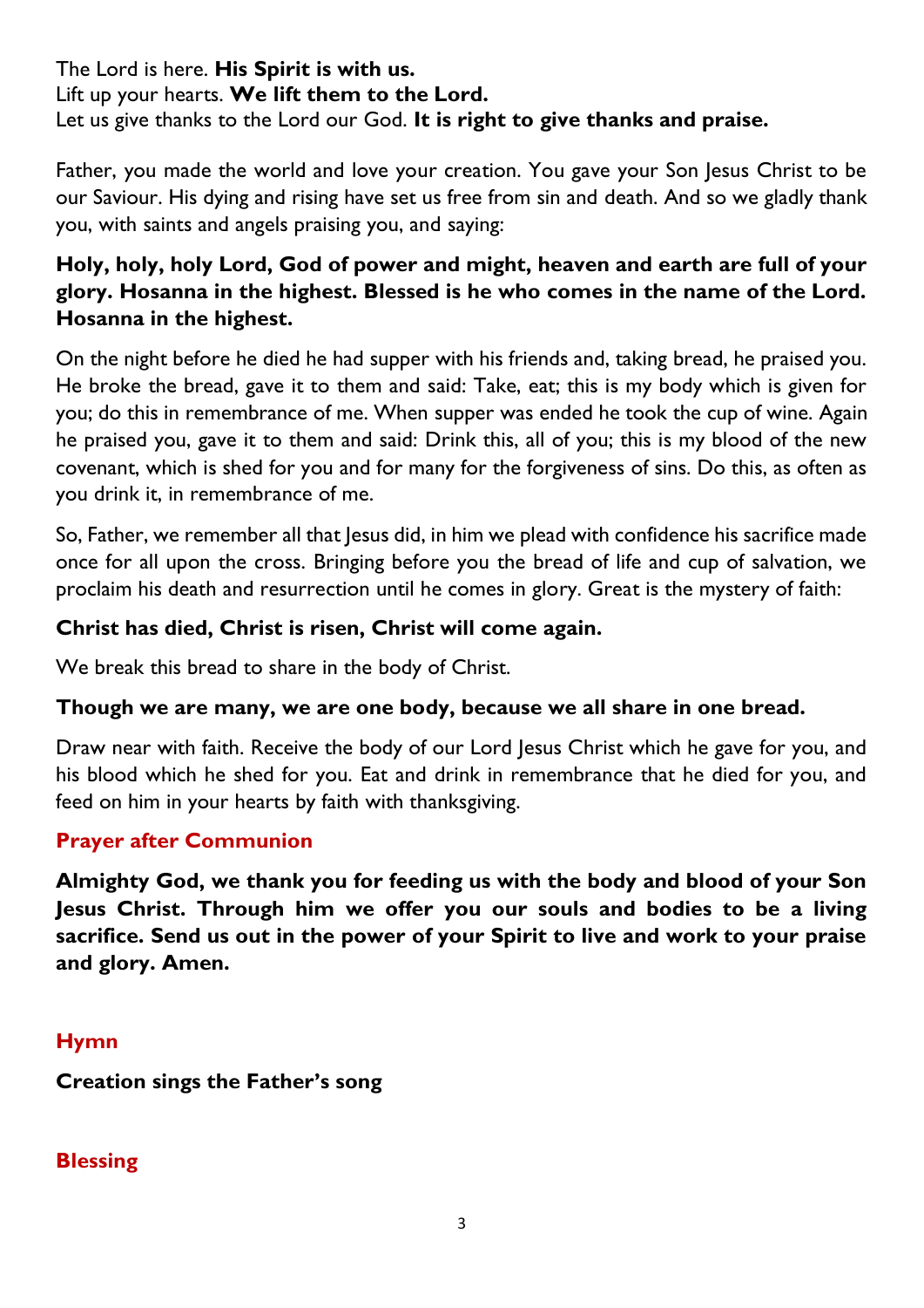The Lord is here. **His Spirit is with us.**
Lift up your hearts. **We lift them to the Lord.**
Let us give thanks to the Lord our God. **It is right to give thanks and praise.**

Father, you made the world and love your creation. You gave your Son Jesus Christ to be our Saviour. His dying and rising have set us free from sin and death. And so we gladly thank you, with saints and angels praising you, and saying:

**Holy, holy, holy Lord, God of power and might, heaven and earth are full of your glory. Hosanna in the highest. Blessed is he who comes in the name of the Lord. Hosanna in the highest.**

On the night before he died he had supper with his friends and, taking bread, he praised you. He broke the bread, gave it to them and said: Take, eat; this is my body which is given for you; do this in remembrance of me. When supper was ended he took the cup of wine. Again he praised you, gave it to them and said: Drink this, all of you; this is my blood of the new covenant, which is shed for you and for many for the forgiveness of sins. Do this, as often as you drink it, in remembrance of me.

So, Father, we remember all that Jesus did, in him we plead with confidence his sacrifice made once for all upon the cross. Bringing before you the bread of life and cup of salvation, we proclaim his death and resurrection until he comes in glory. Great is the mystery of faith:

**Christ has died, Christ is risen, Christ will come again.**

We break this bread to share in the body of Christ.

**Though we are many, we are one body, because we all share in one bread.**

Draw near with faith. Receive the body of our Lord Jesus Christ which he gave for you, and his blood which he shed for you. Eat and drink in remembrance that he died for you, and feed on him in your hearts by faith with thanksgiving.

## Prayer after Communion

**Almighty God, we thank you for feeding us with the body and blood of your Son Jesus Christ. Through him we offer you our souls and bodies to be a living sacrifice. Send us out in the power of your Spirit to live and work to your praise and glory. Amen.**

## Hymn

**Creation sings the Father's song**

## Blessing